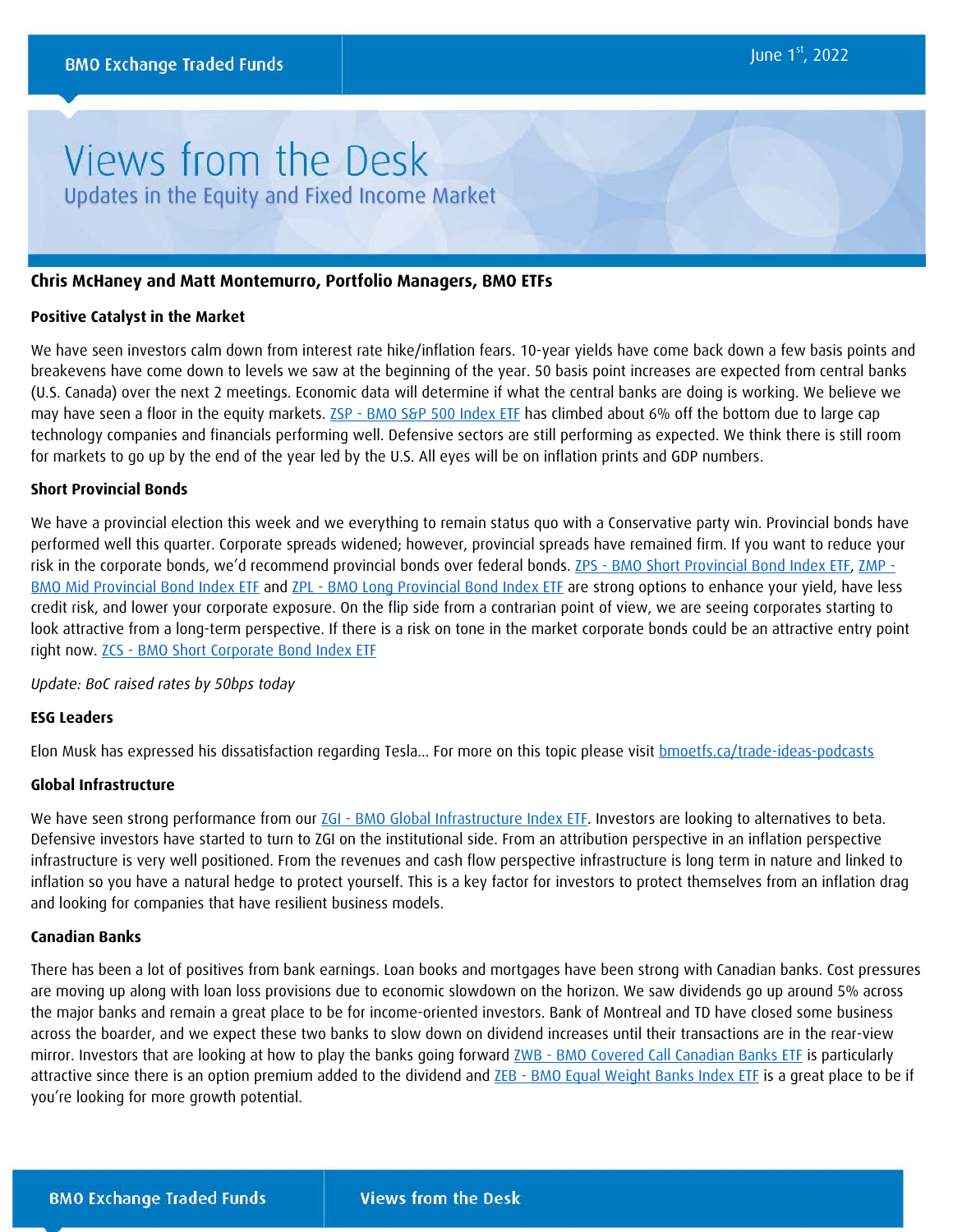BMO Exchange Traded Funds

June 1st, 2022

# Views from the Desk

## Updates in the Equity and Fixed Income Market

**Chris McHaney and Matt Montemurro, Portfolio Managers, BMO ETFs**

### Positive Catalyst in the Market

We have seen investors calm down from interest rate hike/inflation fears. 10-year yields have come back down a few basis points and breakevens have come down to levels we saw at the beginning of the year. 50 basis point increases are expected from central banks (U.S. Canada) over the next 2 meetings. Economic data will determine if what the central banks are doing is working. We believe we may have seen a floor in the equity markets. ZSP - BMO S&P 500 Index ETF has climbed about 6% off the bottom due to large cap technology companies and financials performing well. Defensive sectors are still performing as expected. We think there is still room for markets to go up by the end of the year led by the U.S. All eyes will be on inflation prints and GDP numbers.

### Short Provincial Bonds

We have a provincial election this week and we everything to remain status quo with a Conservative party win. Provincial bonds have performed well this quarter. Corporate spreads widened; however, provincial spreads have remained firm. If you want to reduce your risk in the corporate bonds, we'd recommend provincial bonds over federal bonds. ZPS - BMO Short Provincial Bond Index ETF, ZMP - BMO Mid Provincial Bond Index ETF and ZPL - BMO Long Provincial Bond Index ETF are strong options to enhance your yield, have less credit risk, and lower your corporate exposure. On the flip side from a contrarian point of view, we are seeing corporates starting to look attractive from a long-term perspective. If there is a risk on tone in the market corporate bonds could be an attractive entry point right now. ZCS - BMO Short Corporate Bond Index ETF

*Update: BoC raised rates by 50bps today*

### ESG Leaders

Elon Musk has expressed his dissatisfaction regarding Tesla… For more on this topic please visit bmoetfs.ca/trade-ideas-podcasts

### Global Infrastructure

We have seen strong performance from our ZGI - BMO Global Infrastructure Index ETF. Investors are looking to alternatives to beta. Defensive investors have started to turn to ZGI on the institutional side. From an attribution perspective in an inflation perspective infrastructure is very well positioned. From the revenues and cash flow perspective infrastructure is long term in nature and linked to inflation so you have a natural hedge to protect yourself. This is a key factor for investors to protect themselves from an inflation drag and looking for companies that have resilient business models.

### Canadian Banks

There has been a lot of positives from bank earnings. Loan books and mortgages have been strong with Canadian banks. Cost pressures are moving up along with loan loss provisions due to economic slowdown on the horizon. We saw dividends go up around 5% across the major banks and remain a great place to be for income-oriented investors. Bank of Montreal and TD have closed some business across the boarder, and we expect these two banks to slow down on dividend increases until their transactions are in the rear-view mirror. Investors that are looking at how to play the banks going forward ZWB - BMO Covered Call Canadian Banks ETF is particularly attractive since there is an option premium added to the dividend and ZEB - BMO Equal Weight Banks Index ETF is a great place to be if you're looking for more growth potential.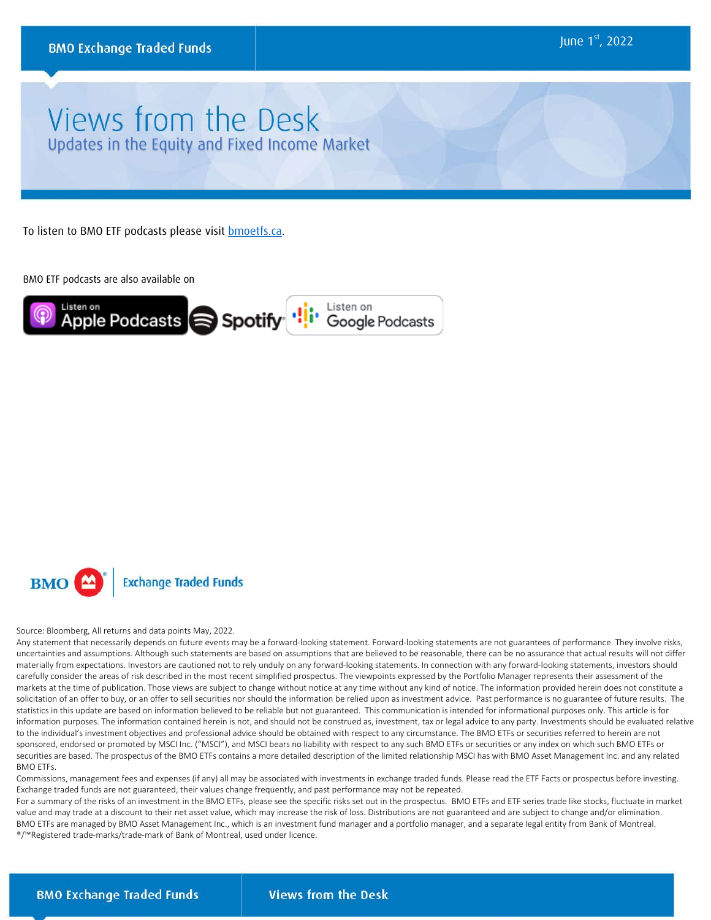To listen to BMO ETF podcasts please visit bmoetfs.ca.

BMO ETF podcasts are also available on

Listen on Apple Podcasts | Spotify | Listen on Google Podcasts

BMO Exchange Traded Funds

Source: Bloomberg, All returns and data points May, 2022.

Any statement that necessarily depends on future events may be a forward-looking statement. Forward-looking statements are not guarantees of performance. They involve risks, uncertainties and assumptions. Although such statements are based on assumptions that are believed to be reasonable, there can be no assurance that actual results will not differ materially from expectations. Investors are cautioned not to rely unduly on any forward-looking statements. In connection with any forward-looking statements, investors should carefully consider the areas of risk described in the most recent simplified prospectus. The viewpoints expressed by the Portfolio Manager represents their assessment of the markets at the time of publication. Those views are subject to change without notice at any time without any kind of notice. The information provided herein does not constitute a solicitation of an offer to buy, or an offer to sell securities nor should the information be relied upon as investment advice. Past performance is no guarantee of future results. The statistics in this update are based on information believed to be reliable but not guaranteed. This communication is intended for informational purposes only. This article is for information purposes. The information contained herein is not, and should not be construed as, investment, tax or legal advice to any party. Investments should be evaluated relative to the individual's investment objectives and professional advice should be obtained with respect to any circumstance. The BMO ETFs or securities referred to herein are not sponsored, endorsed or promoted by MSCI Inc. ("MSCI"), and MSCI bears no liability with respect to any such BMO ETFs or securities or any index on which such BMO ETFs or securities are based. The prospectus of the BMO ETFs contains a more detailed description of the limited relationship MSCI has with BMO Asset Management Inc. and any related BMO ETFs.

Commissions, management fees and expenses (if any) all may be associated with investments in exchange traded funds. Please read the ETF Facts or prospectus before investing. Exchange traded funds are not guaranteed, their values change frequently, and past performance may not be repeated.

For a summary of the risks of an investment in the BMO ETFs, please see the specific risks set out in the prospectus. BMO ETFs and ETF series trade like stocks, fluctuate in market value and may trade at a discount to their net asset value, which may increase the risk of loss. Distributions are not guaranteed and are subject to change and/or elimination.

BMO ETFs are managed by BMO Asset Management Inc., which is an investment fund manager and a portfolio manager, and a separate legal entity from Bank of Montreal.

®/™Registered trade-marks/trade-mark of Bank of Montreal, used under licence.